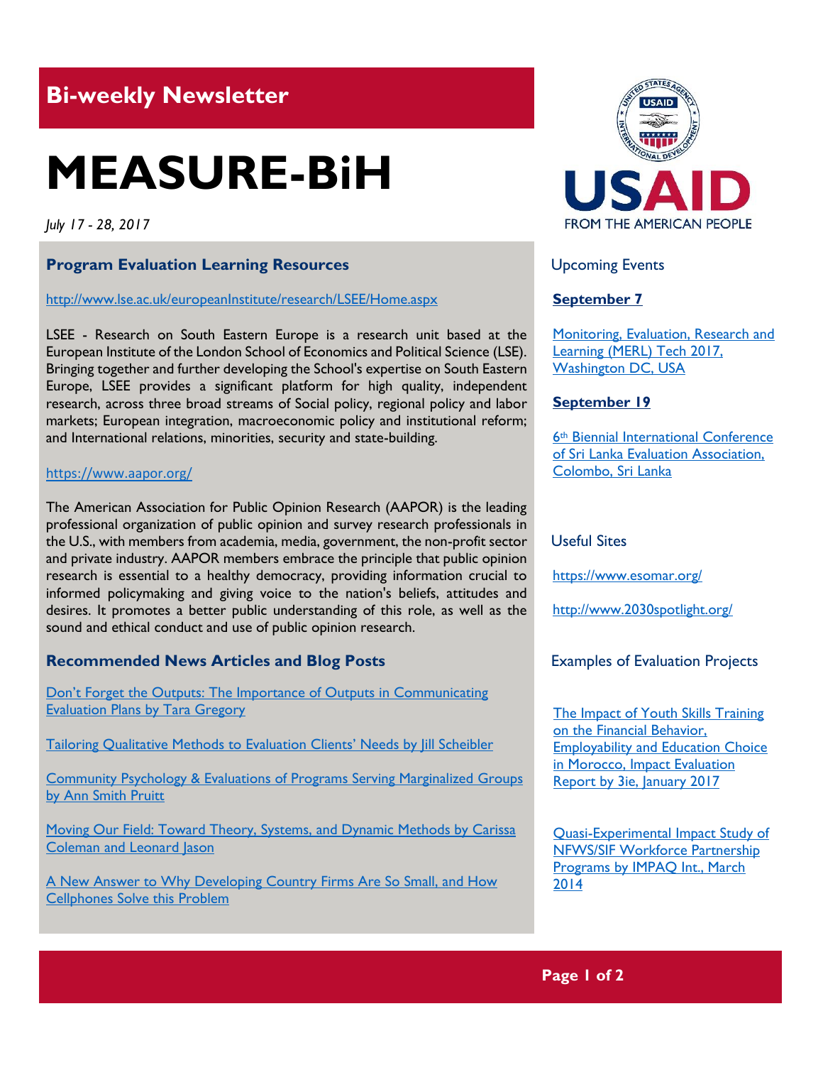## Bi-weekly Newsletter

# MEASURE-BiH

*July 17 - 28, 2017*

### Program Evaluation Learning Resources

http://www.lse.ac.uk/europeanInstitute/research/LSEE/Home.aspx

LSEE - Research on South Eastern Europe is a research unit based at the European Institute of the London School of Economics and Political Science (LSE). Bringing together and further developing the School's expertise on South Eastern Europe, LSEE provides a significant platform for high quality, independent research, across three broad streams of Social policy, regional policy and labor markets; European integration, macroeconomic policy and institutional reform; and International relations, minorities, security and state-building.

https://www.aapor.org/

The American Association for Public Opinion Research (AAPOR) is the leading professional organization of public opinion and survey research professionals in the U.S., with members from academia, media, government, the non-profit sector and private industry. AAPOR members embrace the principle that public opinion research is essential to a healthy democracy, providing information crucial to informed policymaking and giving voice to the nation's beliefs, attitudes and desires. It promotes a better public understanding of this role, as well as the sound and ethical conduct and use of public opinion research.

### Recommended News Articles and Blog Posts

Don't Forget the Outputs: The Importance of Outputs in Communicating Evaluation Plans by Tara Gregory

Tailoring Qualitative Methods to Evaluation Clients' Needs by Jill Scheibler

Community Psychology & Evaluations of Programs Serving Marginalized Groups by Ann Smith Pruitt

Moving Our Field: Toward Theory, Systems, and Dynamic Methods by Carissa Coleman and Leonard Jason

A New Answer to Why Developing Country Firms Are So Small, and How Cellphones Solve this Problem

USAID
FROM THE AMERICAN PEOPLE

### Upcoming Events

**September 7**

Monitoring, Evaluation, Research and Learning (MERL) Tech 2017, Washington DC, USA

**September 19**

6th Biennial International Conference of Sri Lanka Evaluation Association, Colombo, Sri Lanka

### Useful Sites

https://www.esomar.org/

http://www.2030spotlight.org/

### Examples of Evaluation Projects

The Impact of Youth Skills Training on the Financial Behavior, Employability and Education Choice in Morocco, Impact Evaluation Report by 3ie, January 2017

Quasi-Experimental Impact Study of NFWS/SIF Workforce Partnership Programs by IMPAQ Int., March 2014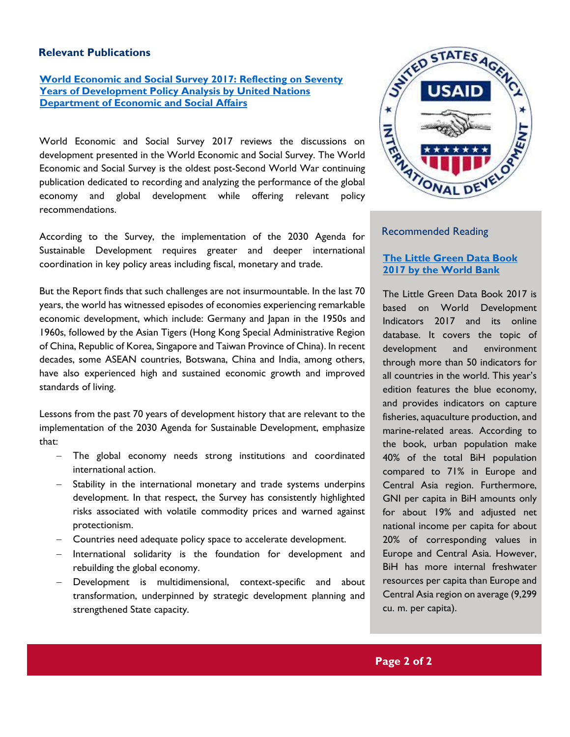## Relevant Publications

**World Economic and Social Survey 2017: Reflecting on Seventy Years of Development Policy Analysis by United Nations Department of Economic and Social Affairs**

World Economic and Social Survey 2017 reviews the discussions on development presented in the World Economic and Social Survey. The World Economic and Social Survey is the oldest post-Second World War continuing publication dedicated to recording and analyzing the performance of the global economy and global development while offering relevant policy recommendations.

According to the Survey, the implementation of the 2030 Agenda for Sustainable Development requires greater and deeper international coordination in key policy areas including fiscal, monetary and trade.

But the Report finds that such challenges are not insurmountable. In the last 70 years, the world has witnessed episodes of economies experiencing remarkable economic development, which include: Germany and Japan in the 1950s and 1960s, followed by the Asian Tigers (Hong Kong Special Administrative Region of China, Republic of Korea, Singapore and Taiwan Province of China). In recent decades, some ASEAN countries, Botswana, China and India, among others, have also experienced high and sustained economic growth and improved standards of living.

Lessons from the past 70 years of development history that are relevant to the implementation of the 2030 Agenda for Sustainable Development, emphasize that:

- The global economy needs strong institutions and coordinated international action.
- Stability in the international monetary and trade systems underpins development. In that respect, the Survey has consistently highlighted risks associated with volatile commodity prices and warned against protectionism.
- Countries need adequate policy space to accelerate development.
- International solidarity is the foundation for development and rebuilding the global economy.
- Development is multidimensional, context-specific and about transformation, underpinned by strategic development planning and strengthened State capacity.

### Recommended Reading

**The Little Green Data Book 2017 by the World Bank**

The Little Green Data Book 2017 is based on World Development Indicators 2017 and its online database. It covers the topic of development and environment through more than 50 indicators for all countries in the world. This year's edition features the blue economy, and provides indicators on capture fisheries, aquaculture production, and marine-related areas. According to the book, urban population make 40% of the total BiH population compared to 71% in Europe and Central Asia region. Furthermore, GNI per capita in BiH amounts only for about 19% and adjusted net national income per capita for about 20% of corresponding values in Europe and Central Asia. However, BiH has more internal freshwater resources per capita than Europe and Central Asia region on average (9,299 cu. m. per capita).